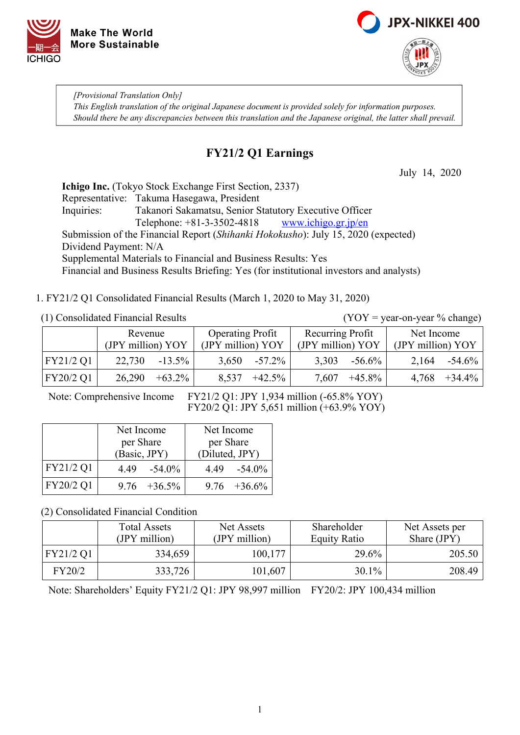Make The World More Sustainable

ICHIGO

JPX-NIKKEI 400

*[Provisional Translation Only]*
*This English translation of the original Japanese document is provided solely for information purposes.*
*Should there be any discrepancies between this translation and the Japanese original, the latter shall prevail.*

# FY21/2 Q1 Earnings

July 14, 2020

**Ichigo Inc.** (Tokyo Stock Exchange First Section, 2337)
Representative: Takuma Hasegawa, President
Inquiries: Takanori Sakamatsu, Senior Statutory Executive Officer
Telephone: +81-3-3502-4818 www.ichigo.gr.jp/en
Submission of the Financial Report (*Shihanki Hokokusho*): July 15, 2020 (expected)
Dividend Payment: N/A
Supplemental Materials to Financial and Business Results: Yes
Financial and Business Results Briefing: Yes (for institutional investors and analysts)

1. FY21/2 Q1 Consolidated Financial Results (March 1, 2020 to May 31, 2020)

(1) Consolidated Financial Results (YOY = year-on-year % change)

| | Revenue (JPY million) | YOY | Operating Profit (JPY million) | YOY | Recurring Profit (JPY million) | YOY | Net Income (JPY million) | YOY |
|---|---|---|---|---|---|---|---|---|
| FY21/2 Q1 | 22,730 | -13.5% | 3,650 | -57.2% | 3,303 | -56.6% | 2,164 | -54.6% |
| FY20/2 Q1 | 26,290 | +63.2% | 8,537 | +42.5% | 7,607 | +45.8% | 4,768 | +34.4% |

Note: Comprehensive Income FY21/2 Q1: JPY 1,934 million (-65.8% YOY)
FY20/2 Q1: JPY 5,651 million (+63.9% YOY)

| | Net Income per Share (Basic, JPY) | | Net Income per Share (Diluted, JPY) | |
|---|---|---|---|---|
| FY21/2 Q1 | 4.49 | -54.0% | 4.49 | -54.0% |
| FY20/2 Q1 | 9.76 | +36.5% | 9.76 | +36.6% |

(2) Consolidated Financial Condition

| | Total Assets (JPY million) | Net Assets (JPY million) | Shareholder Equity Ratio | Net Assets per Share (JPY) |
|---|---|---|---|---|
| FY21/2 Q1 | 334,659 | 100,177 | 29.6% | 205.50 |
| FY20/2 | 333,726 | 101,607 | 30.1% | 208.49 |

Note: Shareholders' Equity FY21/2 Q1: JPY 98,997 million FY20/2: JPY 100,434 million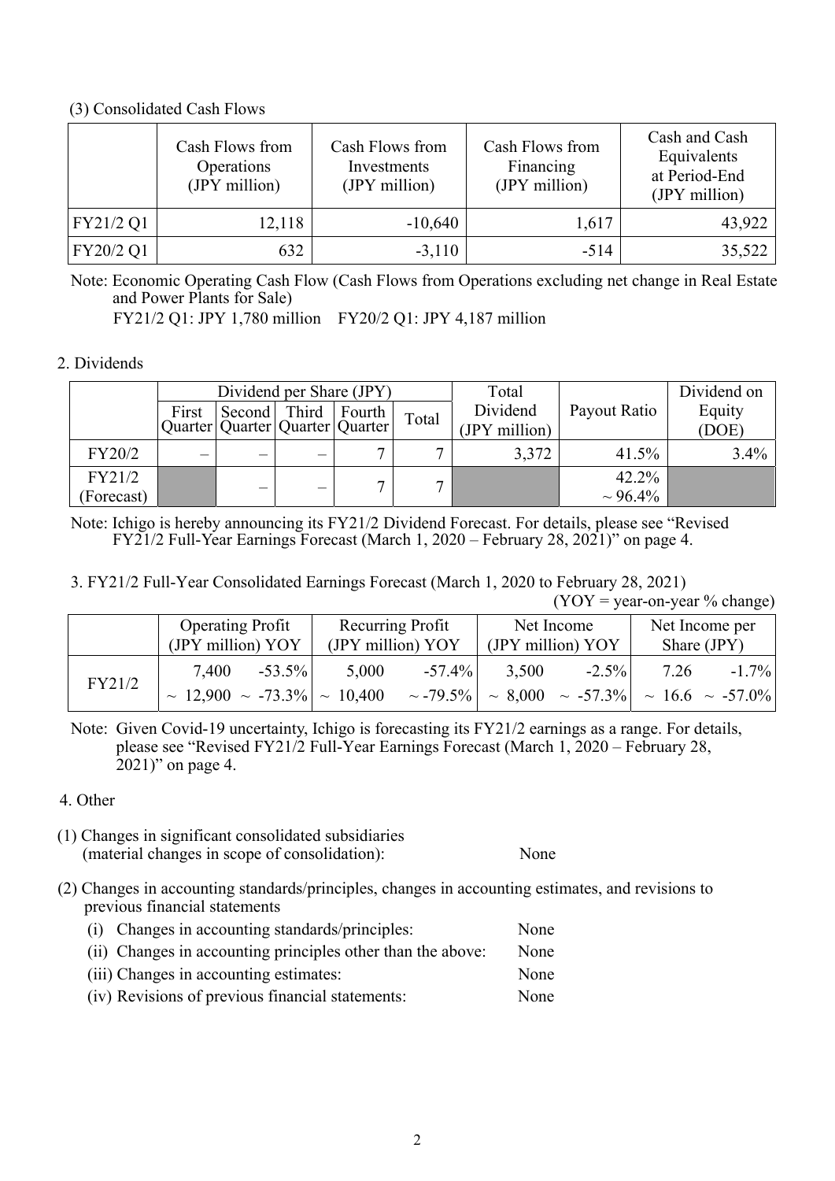### (3) Consolidated Cash Flows

| | Cash Flows from Operations (JPY million) | Cash Flows from Investments (JPY million) | Cash Flows from Financing (JPY million) | Cash and Cash Equivalents at Period-End (JPY million) |
|---|---|---|---|---|
| FY21/2 Q1 | 12,118 | -10,640 | 1,617 | 43,922 |
| FY20/2 Q1 | 632 | -3,110 | -514 | 35,522 |

Note: Economic Operating Cash Flow (Cash Flows from Operations excluding net change in Real Estate and Power Plants for Sale)
FY21/2 Q1: JPY 1,780 million　FY20/2 Q1: JPY 4,187 million

## 2. Dividends

| | Dividend per Share (JPY) | | | | | Total Dividend (JPY million) | Payout Ratio | Dividend on Equity (DOE) |
|---|---|---|---|---|---|---|---|---|
| | First Quarter | Second Quarter | Third Quarter | Fourth Quarter | Total | | | |
| FY20/2 | – | – | – | 7 | 7 | 3,372 | 41.5% | 3.4% |
| FY21/2 (Forecast) | | – | – | 7 | 7 | | 42.2% ~ 96.4% | |

Note: Ichigo is hereby announcing its FY21/2 Dividend Forecast. For details, please see "Revised FY21/2 Full-Year Earnings Forecast (March 1, 2020 – February 28, 2021)" on page 4.

## 3. FY21/2 Full-Year Consolidated Earnings Forecast (March 1, 2020 to February 28, 2021)

(YOY = year-on-year % change)

| | Operating Profit (JPY million) | YOY | Recurring Profit (JPY million) | YOY | Net Income (JPY million) | YOY | Net Income per Share (JPY) | YOY |
|---|---|---|---|---|---|---|---|---|
| FY21/2 | 7,400 ~ 12,900 | -53.5% ~ -73.3% | 5,000 ~ 10,400 | -57.4% ~ -79.5% | 3,500 ~ 8,000 | -2.5% ~ -57.3% | 7.26 ~ 16.6 | -1.7% ~ -57.0% |

Note: Given Covid-19 uncertainty, Ichigo is forecasting its FY21/2 earnings as a range. For details, please see "Revised FY21/2 Full-Year Earnings Forecast (March 1, 2020 – February 28, 2021)" on page 4.

## 4. Other

(1) Changes in significant consolidated subsidiaries (material changes in scope of consolidation): None

(2) Changes in accounting standards/principles, changes in accounting estimates, and revisions to previous financial statements

- (i) Changes in accounting standards/principles: None
- (ii) Changes in accounting principles other than the above: None
- (iii) Changes in accounting estimates: None
- (iv) Revisions of previous financial statements: None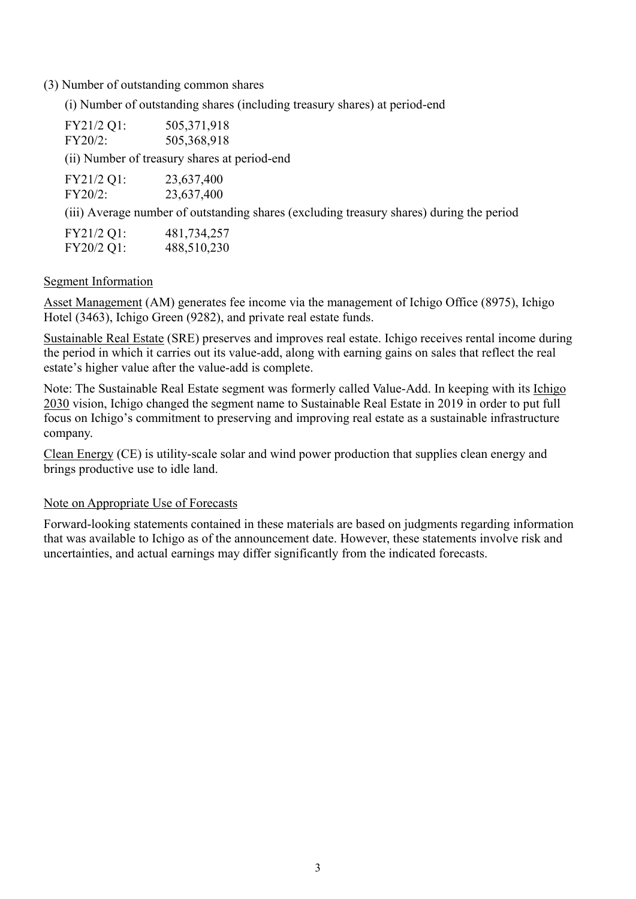(3) Number of outstanding common shares

(i) Number of outstanding shares (including treasury shares) at period-end

| | |
|---|---|
| FY21/2 Q1: | 505,371,918 |
| FY20/2: | 505,368,918 |

(ii) Number of treasury shares at period-end

| | |
|---|---|
| FY21/2 Q1: | 23,637,400 |
| FY20/2: | 23,637,400 |

(iii) Average number of outstanding shares (excluding treasury shares) during the period

| | |
|---|---|
| FY21/2 Q1: | 481,734,257 |
| FY20/2 Q1: | 488,510,230 |

## Segment Information

Asset Management (AM) generates fee income via the management of Ichigo Office (8975), Ichigo Hotel (3463), Ichigo Green (9282), and private real estate funds.

Sustainable Real Estate (SRE) preserves and improves real estate. Ichigo receives rental income during the period in which it carries out its value-add, along with earning gains on sales that reflect the real estate's higher value after the value-add is complete.

Note: The Sustainable Real Estate segment was formerly called Value-Add. In keeping with its Ichigo 2030 vision, Ichigo changed the segment name to Sustainable Real Estate in 2019 in order to put full focus on Ichigo's commitment to preserving and improving real estate as a sustainable infrastructure company.

Clean Energy (CE) is utility-scale solar and wind power production that supplies clean energy and brings productive use to idle land.

## Note on Appropriate Use of Forecasts

Forward-looking statements contained in these materials are based on judgments regarding information that was available to Ichigo as of the announcement date. However, these statements involve risk and uncertainties, and actual earnings may differ significantly from the indicated forecasts.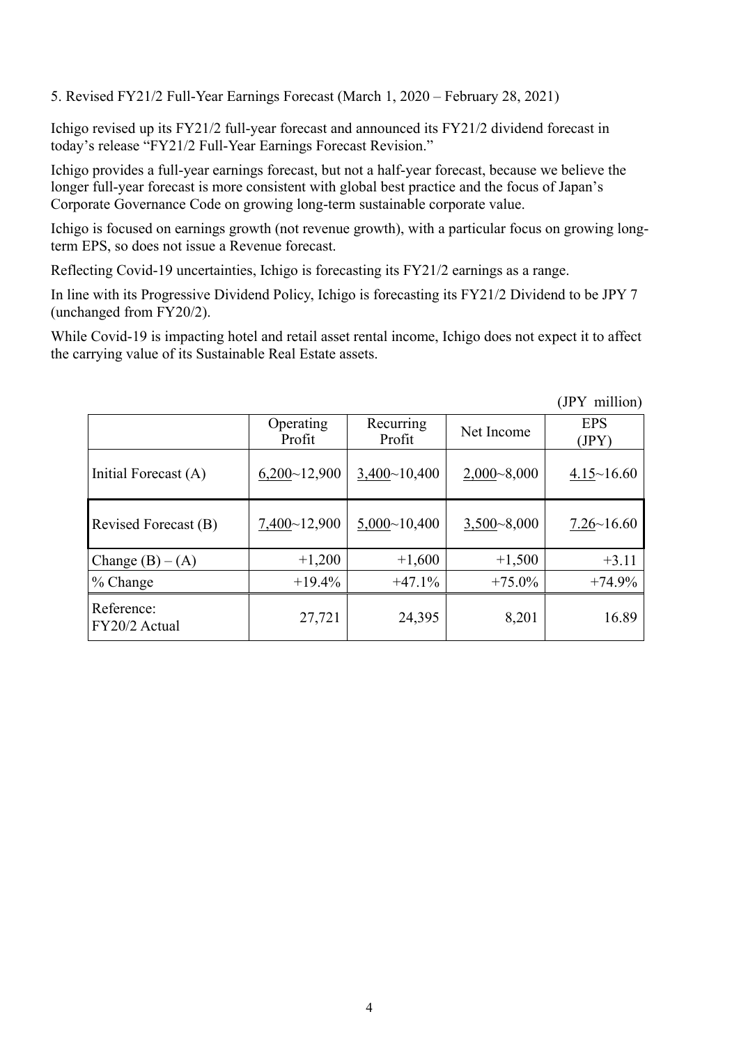## 5. Revised FY21/2 Full-Year Earnings Forecast (March 1, 2020 – February 28, 2021)

Ichigo revised up its FY21/2 full-year forecast and announced its FY21/2 dividend forecast in today's release "FY21/2 Full-Year Earnings Forecast Revision."

Ichigo provides a full-year earnings forecast, but not a half-year forecast, because we believe the longer full-year forecast is more consistent with global best practice and the focus of Japan's Corporate Governance Code on growing long-term sustainable corporate value.

Ichigo is focused on earnings growth (not revenue growth), with a particular focus on growing long-term EPS, so does not issue a Revenue forecast.

Reflecting Covid-19 uncertainties, Ichigo is forecasting its FY21/2 earnings as a range.

In line with its Progressive Dividend Policy, Ichigo is forecasting its FY21/2 Dividend to be JPY 7 (unchanged from FY20/2).

While Covid-19 is impacting hotel and retail asset rental income, Ichigo does not expect it to affect the carrying value of its Sustainable Real Estate assets.

(JPY million)

| | Operating Profit | Recurring Profit | Net Income | EPS (JPY) |
|---|---|---|---|---|
| Initial Forecast (A) | 6,200~12,900 | 3,400~10,400 | 2,000~8,000 | 4.15~16.60 |
| Revised Forecast (B) | 7,400~12,900 | 5,000~10,400 | 3,500~8,000 | 7.26~16.60 |
| Change (B) – (A) | +1,200 | +1,600 | +1,500 | +3.11 |
| % Change | +19.4% | +47.1% | +75.0% | +74.9% |
| Reference: FY20/2 Actual | 27,721 | 24,395 | 8,201 | 16.89 |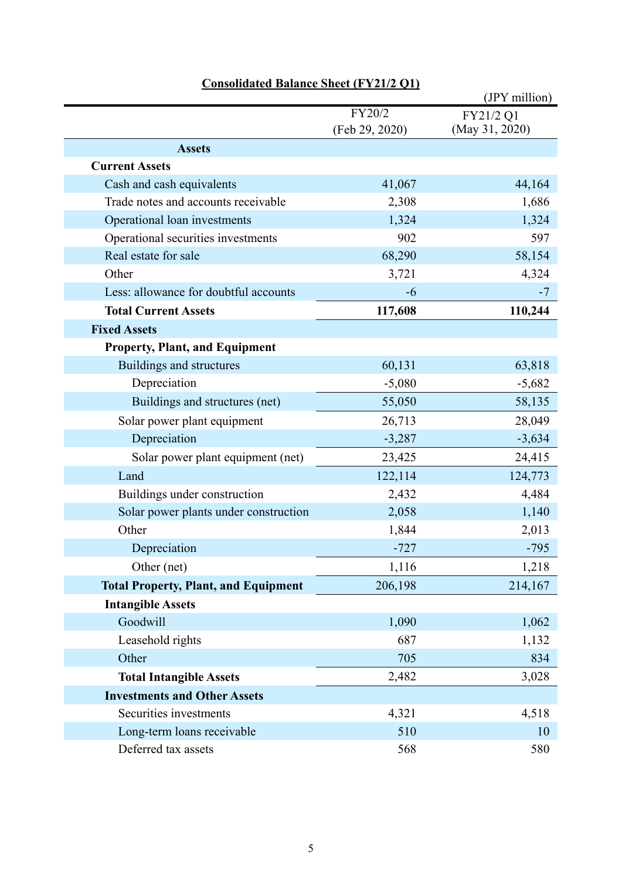## Consolidated Balance Sheet (FY21/2 Q1)

(JPY million)

| | FY20/2 (Feb 29, 2020) | FY21/2 Q1 (May 31, 2020) |
|---|---|---|
| **Assets** | | |
| **Current Assets** | | |
| Cash and cash equivalents | 41,067 | 44,164 |
| Trade notes and accounts receivable | 2,308 | 1,686 |
| Operational loan investments | 1,324 | 1,324 |
| Operational securities investments | 902 | 597 |
| Real estate for sale | 68,290 | 58,154 |
| Other | 3,721 | 4,324 |
| Less: allowance for doubtful accounts | -6 | -7 |
| **Total Current Assets** | **117,608** | **110,244** |
| **Fixed Assets** | | |
| **Property, Plant, and Equipment** | | |
| Buildings and structures | 60,131 | 63,818 |
| Depreciation | -5,080 | -5,682 |
| Buildings and structures (net) | 55,050 | 58,135 |
| Solar power plant equipment | 26,713 | 28,049 |
| Depreciation | -3,287 | -3,634 |
| Solar power plant equipment (net) | 23,425 | 24,415 |
| Land | 122,114 | 124,773 |
| Buildings under construction | 2,432 | 4,484 |
| Solar power plants under construction | 2,058 | 1,140 |
| Other | 1,844 | 2,013 |
| Depreciation | -727 | -795 |
| Other (net) | 1,116 | 1,218 |
| **Total Property, Plant, and Equipment** | 206,198 | 214,167 |
| **Intangible Assets** | | |
| Goodwill | 1,090 | 1,062 |
| Leasehold rights | 687 | 1,132 |
| Other | 705 | 834 |
| **Total Intangible Assets** | 2,482 | 3,028 |
| **Investments and Other Assets** | | |
| Securities investments | 4,321 | 4,518 |
| Long-term loans receivable | 510 | 10 |
| Deferred tax assets | 568 | 580 |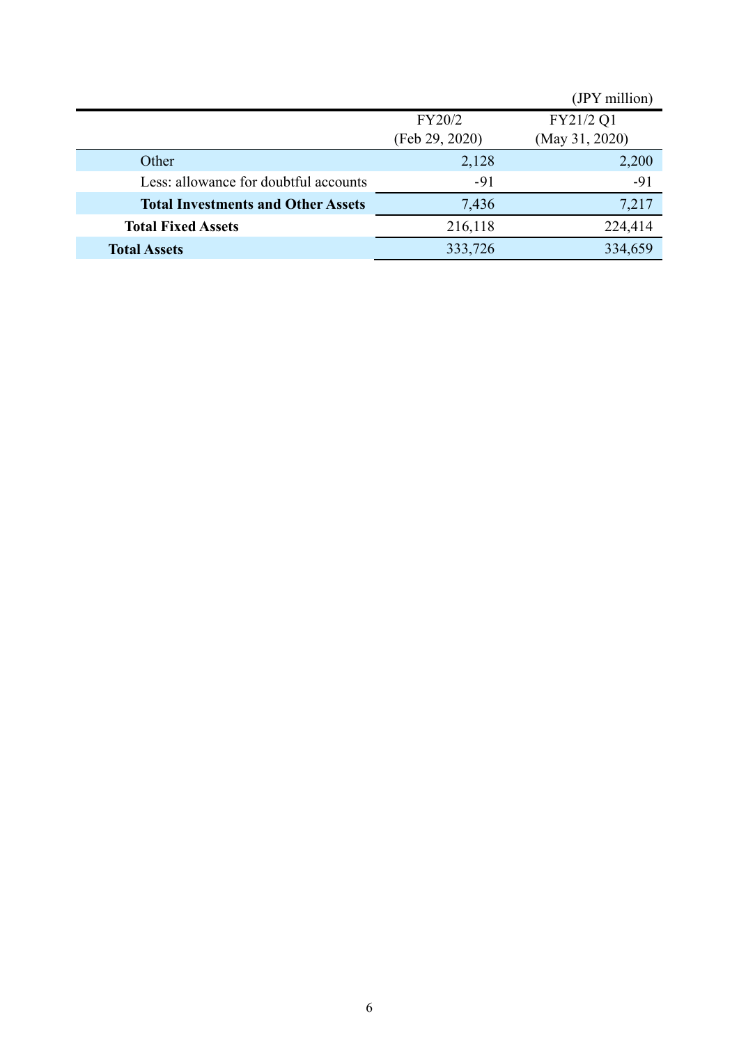(JPY million)

| | FY20/2 (Feb 29, 2020) | FY21/2 Q1 (May 31, 2020) |
|---|---|---|
| Other | 2,128 | 2,200 |
| Less: allowance for doubtful accounts | -91 | -91 |
| **Total Investments and Other Assets** | 7,436 | 7,217 |
| **Total Fixed Assets** | 216,118 | 224,414 |
| **Total Assets** | 333,726 | 334,659 |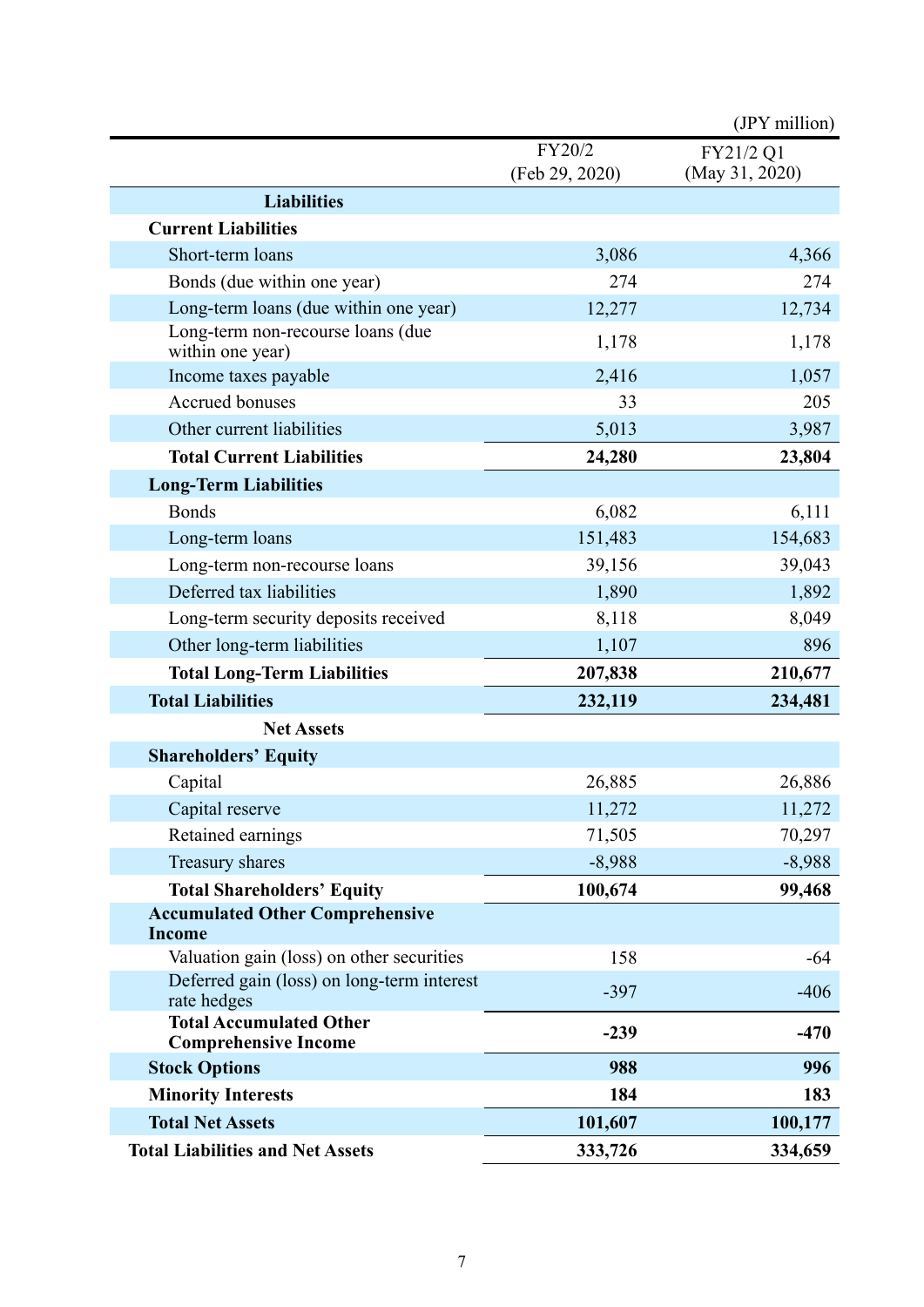(JPY million)

| | FY20/2 (Feb 29, 2020) | FY21/2 Q1 (May 31, 2020) |
|---|---|---|
| **Liabilities** | | |
| **Current Liabilities** | | |
| Short-term loans | 3,086 | 4,366 |
| Bonds (due within one year) | 274 | 274 |
| Long-term loans (due within one year) | 12,277 | 12,734 |
| Long-term non-recourse loans (due within one year) | 1,178 | 1,178 |
| Income taxes payable | 2,416 | 1,057 |
| Accrued bonuses | 33 | 205 |
| Other current liabilities | 5,013 | 3,987 |
| **Total Current Liabilities** | **24,280** | **23,804** |
| **Long-Term Liabilities** | | |
| Bonds | 6,082 | 6,111 |
| Long-term loans | 151,483 | 154,683 |
| Long-term non-recourse loans | 39,156 | 39,043 |
| Deferred tax liabilities | 1,890 | 1,892 |
| Long-term security deposits received | 8,118 | 8,049 |
| Other long-term liabilities | 1,107 | 896 |
| **Total Long-Term Liabilities** | **207,838** | **210,677** |
| **Total Liabilities** | **232,119** | **234,481** |
| **Net Assets** | | |
| **Shareholders' Equity** | | |
| Capital | 26,885 | 26,886 |
| Capital reserve | 11,272 | 11,272 |
| Retained earnings | 71,505 | 70,297 |
| Treasury shares | -8,988 | -8,988 |
| **Total Shareholders' Equity** | **100,674** | **99,468** |
| **Accumulated Other Comprehensive Income** | | |
| Valuation gain (loss) on other securities | 158 | -64 |
| Deferred gain (loss) on long-term interest rate hedges | -397 | -406 |
| **Total Accumulated Other Comprehensive Income** | **-239** | **-470** |
| **Stock Options** | **988** | **996** |
| **Minority Interests** | **184** | **183** |
| **Total Net Assets** | **101,607** | **100,177** |
| **Total Liabilities and Net Assets** | **333,726** | **334,659** |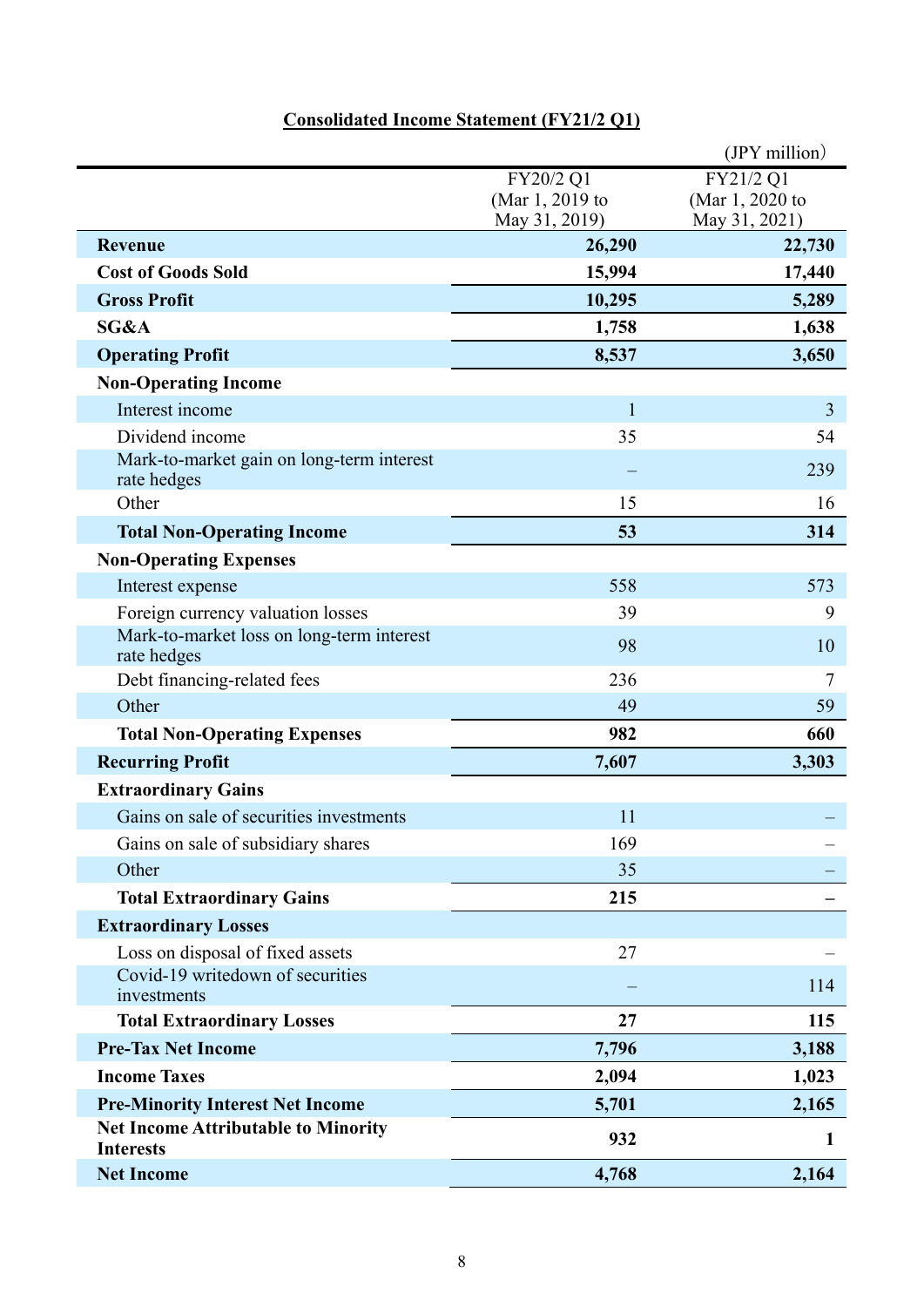## Consolidated Income Statement (FY21/2 Q1)

(JPY million)

| | FY20/2 Q1 (Mar 1, 2019 to May 31, 2019) | FY21/2 Q1 (Mar 1, 2020 to May 31, 2021) |
|---|---|---|
| **Revenue** | **26,290** | **22,730** |
| **Cost of Goods Sold** | **15,994** | **17,440** |
| **Gross Profit** | **10,295** | **5,289** |
| **SG&A** | **1,758** | **1,638** |
| **Operating Profit** | **8,537** | **3,650** |
| **Non-Operating Income** | | |
| Interest income | 1 | 3 |
| Dividend income | 35 | 54 |
| Mark-to-market gain on long-term interest rate hedges | – | 239 |
| Other | 15 | 16 |
| **Total Non-Operating Income** | **53** | **314** |
| **Non-Operating Expenses** | | |
| Interest expense | 558 | 573 |
| Foreign currency valuation losses | 39 | 9 |
| Mark-to-market loss on long-term interest rate hedges | 98 | 10 |
| Debt financing-related fees | 236 | 7 |
| Other | 49 | 59 |
| **Total Non-Operating Expenses** | **982** | **660** |
| **Recurring Profit** | **7,607** | **3,303** |
| **Extraordinary Gains** | | |
| Gains on sale of securities investments | 11 | – |
| Gains on sale of subsidiary shares | 169 | – |
| Other | 35 | – |
| **Total Extraordinary Gains** | **215** | **–** |
| **Extraordinary Losses** | | |
| Loss on disposal of fixed assets | 27 | – |
| Covid-19 writedown of securities investments | – | 114 |
| **Total Extraordinary Losses** | **27** | **115** |
| **Pre-Tax Net Income** | **7,796** | **3,188** |
| **Income Taxes** | **2,094** | **1,023** |
| **Pre-Minority Interest Net Income** | **5,701** | **2,165** |
| **Net Income Attributable to Minority Interests** | **932** | **1** |
| **Net Income** | **4,768** | **2,164** |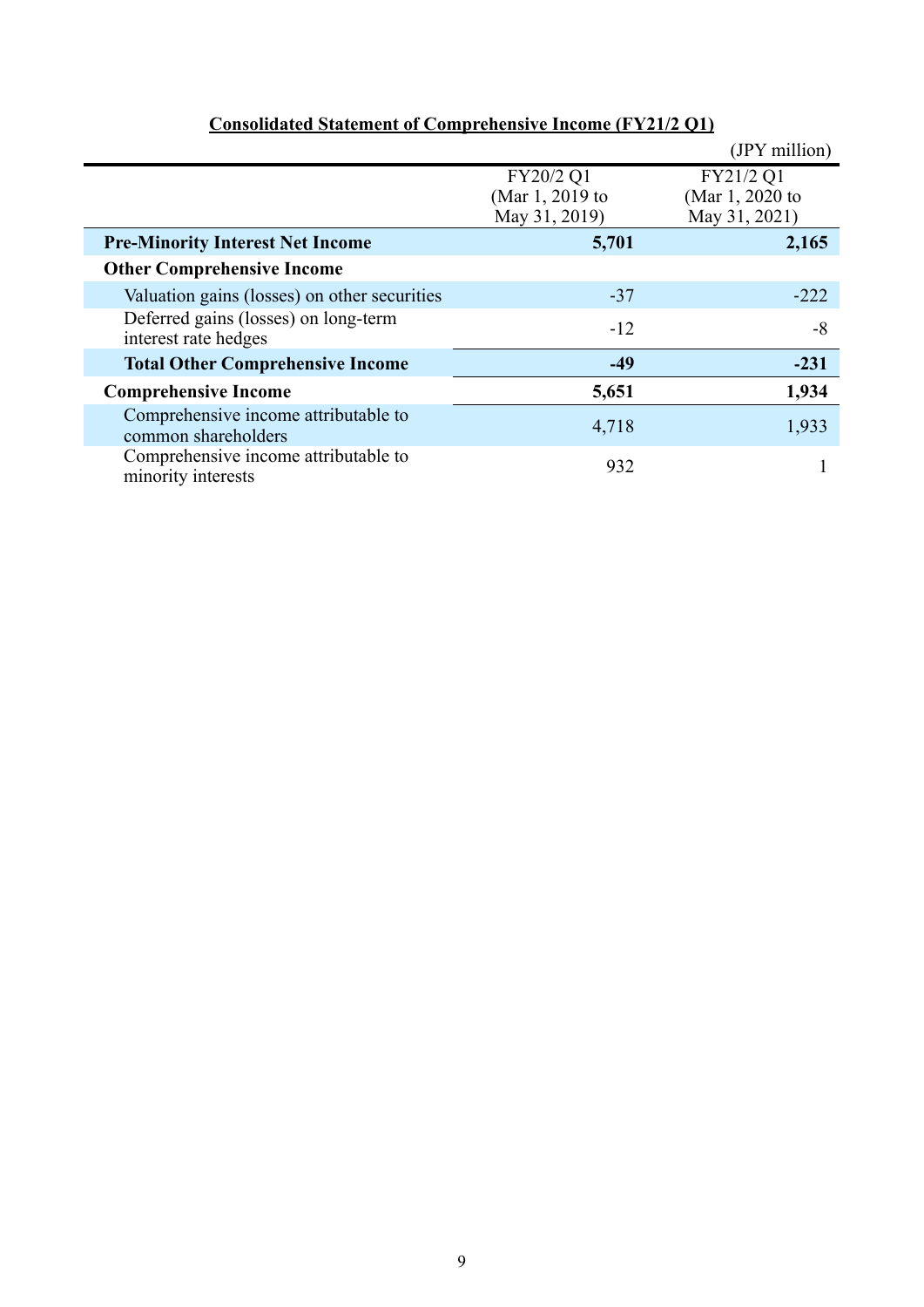## Consolidated Statement of Comprehensive Income (FY21/2 Q1)

(JPY million)

| | FY20/2 Q1 (Mar 1, 2019 to May 31, 2019) | FY21/2 Q1 (Mar 1, 2020 to May 31, 2021) |
|---|---|---|
| **Pre-Minority Interest Net Income** | **5,701** | **2,165** |
| **Other Comprehensive Income** | | |
| Valuation gains (losses) on other securities | -37 | -222 |
| Deferred gains (losses) on long-term interest rate hedges | -12 | -8 |
| **Total Other Comprehensive Income** | **-49** | **-231** |
| **Comprehensive Income** | **5,651** | **1,934** |
| Comprehensive income attributable to common shareholders | 4,718 | 1,933 |
| Comprehensive income attributable to minority interests | 932 | 1 |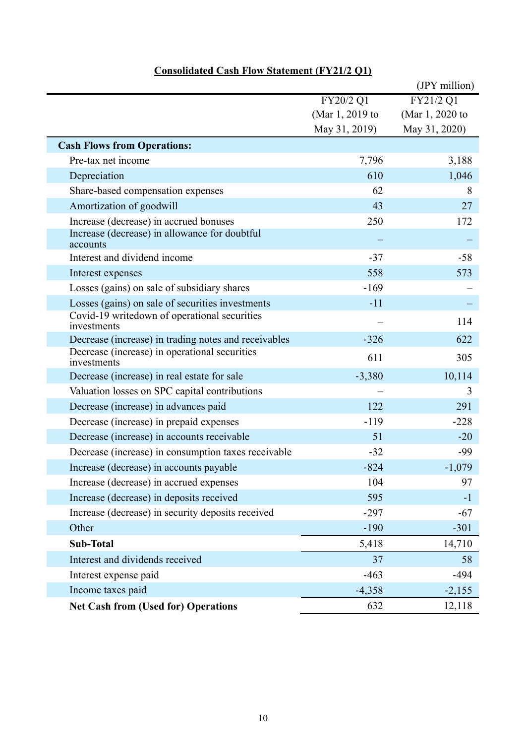**Consolidated Cash Flow Statement (FY21/2 Q1)**

(JPY million)

| | FY20/2 Q1 (Mar 1, 2019 to May 31, 2019) | FY21/2 Q1 (Mar 1, 2020 to May 31, 2020) |
|---|---|---|
| **Cash Flows from Operations:** | | |
| Pre-tax net income | 7,796 | 3,188 |
| Depreciation | 610 | 1,046 |
| Share-based compensation expenses | 62 | 8 |
| Amortization of goodwill | 43 | 27 |
| Increase (decrease) in accrued bonuses | 250 | 172 |
| Increase (decrease) in allowance for doubtful accounts | – | – |
| Interest and dividend income | -37 | -58 |
| Interest expenses | 558 | 573 |
| Losses (gains) on sale of subsidiary shares | -169 | – |
| Losses (gains) on sale of securities investments | -11 | – |
| Covid-19 writedown of operational securities investments | – | 114 |
| Decrease (increase) in trading notes and receivables | -326 | 622 |
| Decrease (increase) in operational securities investments | 611 | 305 |
| Decrease (increase) in real estate for sale | -3,380 | 10,114 |
| Valuation losses on SPC capital contributions | – | 3 |
| Decrease (increase) in advances paid | 122 | 291 |
| Decrease (increase) in prepaid expenses | -119 | -228 |
| Decrease (increase) in accounts receivable | 51 | -20 |
| Decrease (increase) in consumption taxes receivable | -32 | -99 |
| Increase (decrease) in accounts payable | -824 | -1,079 |
| Increase (decrease) in accrued expenses | 104 | 97 |
| Increase (decrease) in deposits received | 595 | -1 |
| Increase (decrease) in security deposits received | -297 | -67 |
| Other | -190 | -301 |
| **Sub-Total** | 5,418 | 14,710 |
| Interest and dividends received | 37 | 58 |
| Interest expense paid | -463 | -494 |
| Income taxes paid | -4,358 | -2,155 |
| **Net Cash from (Used for) Operations** | 632 | 12,118 |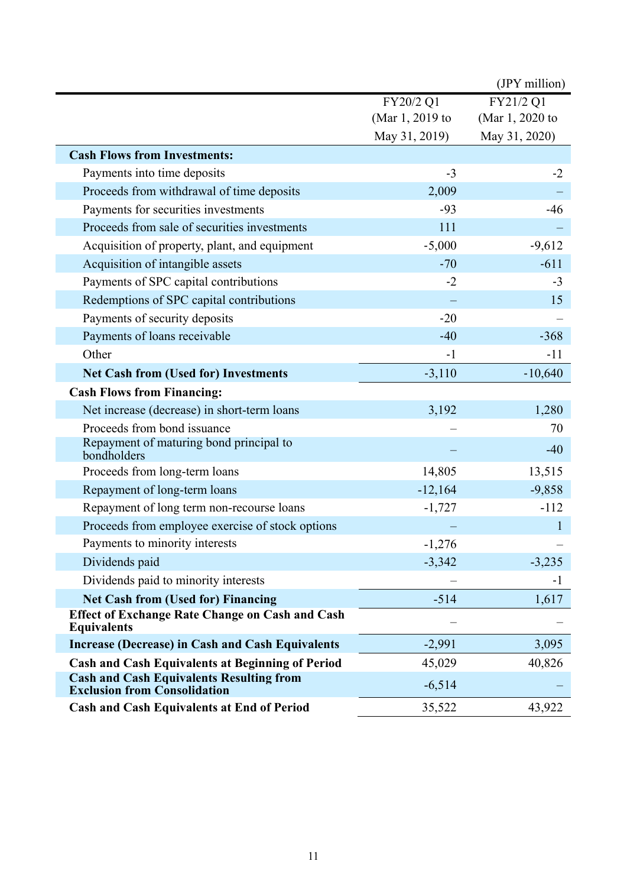(JPY million)

| | FY20/2 Q1 (Mar 1, 2019 to May 31, 2019) | FY21/2 Q1 (Mar 1, 2020 to May 31, 2020) |
|---|---|---|
| **Cash Flows from Investments:** | | |
| Payments into time deposits | -3 | -2 |
| Proceeds from withdrawal of time deposits | 2,009 | – |
| Payments for securities investments | -93 | -46 |
| Proceeds from sale of securities investments | 111 | – |
| Acquisition of property, plant, and equipment | -5,000 | -9,612 |
| Acquisition of intangible assets | -70 | -611 |
| Payments of SPC capital contributions | -2 | -3 |
| Redemptions of SPC capital contributions | – | 15 |
| Payments of security deposits | -20 | – |
| Payments of loans receivable | -40 | -368 |
| Other | -1 | -11 |
| **Net Cash from (Used for) Investments** | -3,110 | -10,640 |
| **Cash Flows from Financing:** | | |
| Net increase (decrease) in short-term loans | 3,192 | 1,280 |
| Proceeds from bond issuance | – | 70 |
| Repayment of maturing bond principal to bondholders | – | -40 |
| Proceeds from long-term loans | 14,805 | 13,515 |
| Repayment of long-term loans | -12,164 | -9,858 |
| Repayment of long term non-recourse loans | -1,727 | -112 |
| Proceeds from employee exercise of stock options | – | 1 |
| Payments to minority interests | -1,276 | – |
| Dividends paid | -3,342 | -3,235 |
| Dividends paid to minority interests | – | -1 |
| **Net Cash from (Used for) Financing** | -514 | 1,617 |
| **Effect of Exchange Rate Change on Cash and Cash Equivalents** | – | – |
| **Increase (Decrease) in Cash and Cash Equivalents** | -2,991 | 3,095 |
| **Cash and Cash Equivalents at Beginning of Period** | 45,029 | 40,826 |
| **Cash and Cash Equivalents Resulting from Exclusion from Consolidation** | -6,514 | – |
| **Cash and Cash Equivalents at End of Period** | 35,522 | 43,922 |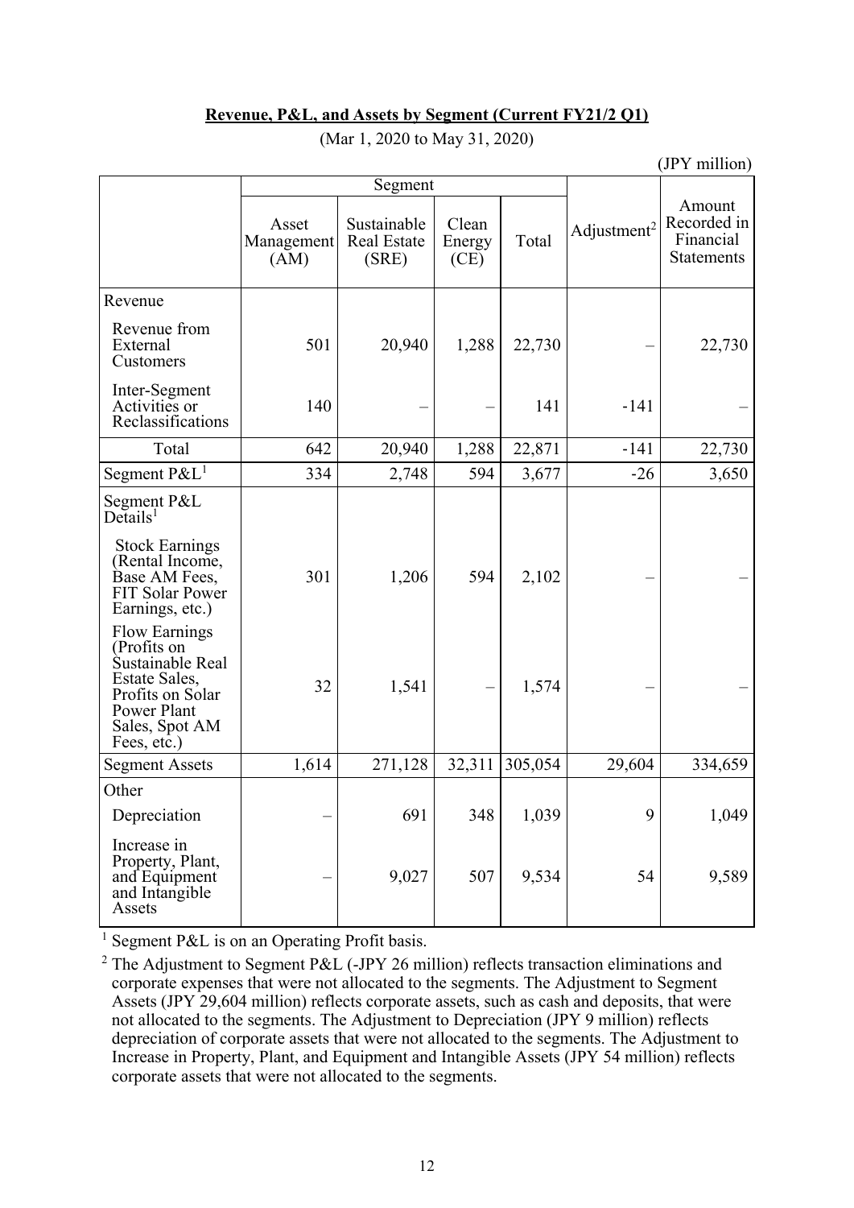**Revenue, P&L, and Assets by Segment (Current FY21/2 Q1)**

(Mar 1, 2020 to May 31, 2020)

(JPY million)

| | Segment | | | | Adjustment[2] | Amount Recorded in Financial Statements |
|---|---|---|---|---|---|---|
| | Asset Management (AM) | Sustainable Real Estate (SRE) | Clean Energy (CE) | Total | | |
| Revenue | | | | | | |
| Revenue from External Customers | 501 | 20,940 | 1,288 | 22,730 | – | 22,730 |
| Inter-Segment Activities or Reclassifications | 140 | – | – | 141 | -141 | – |
| Total | 642 | 20,940 | 1,288 | 22,871 | -141 | 22,730 |
| Segment P&L[1] | 334 | 2,748 | 594 | 3,677 | -26 | 3,650 |
| Segment P&L Details[1] | | | | | | |
| Stock Earnings (Rental Income, Base AM Fees, FIT Solar Power Earnings, etc.) | 301 | 1,206 | 594 | 2,102 | – | – |
| Flow Earnings (Profits on Sustainable Real Estate Sales, Profits on Solar Power Plant Sales, Spot AM Fees, etc.) | 32 | 1,541 | – | 1,574 | – | – |
| Segment Assets | 1,614 | 271,128 | 32,311 | 305,054 | 29,604 | 334,659 |
| Other | | | | | | |
| Depreciation | – | 691 | 348 | 1,039 | 9 | 1,049 |
| Increase in Property, Plant, and Equipment and Intangible Assets | – | 9,027 | 507 | 9,534 | 54 | 9,589 |

[1] Segment P&L is on an Operating Profit basis.

[2] The Adjustment to Segment P&L (-JPY 26 million) reflects transaction eliminations and corporate expenses that were not allocated to the segments. The Adjustment to Segment Assets (JPY 29,604 million) reflects corporate assets, such as cash and deposits, that were not allocated to the segments. The Adjustment to Depreciation (JPY 9 million) reflects depreciation of corporate assets that were not allocated to the segments. The Adjustment to Increase in Property, Plant, and Equipment and Intangible Assets (JPY 54 million) reflects corporate assets that were not allocated to the segments.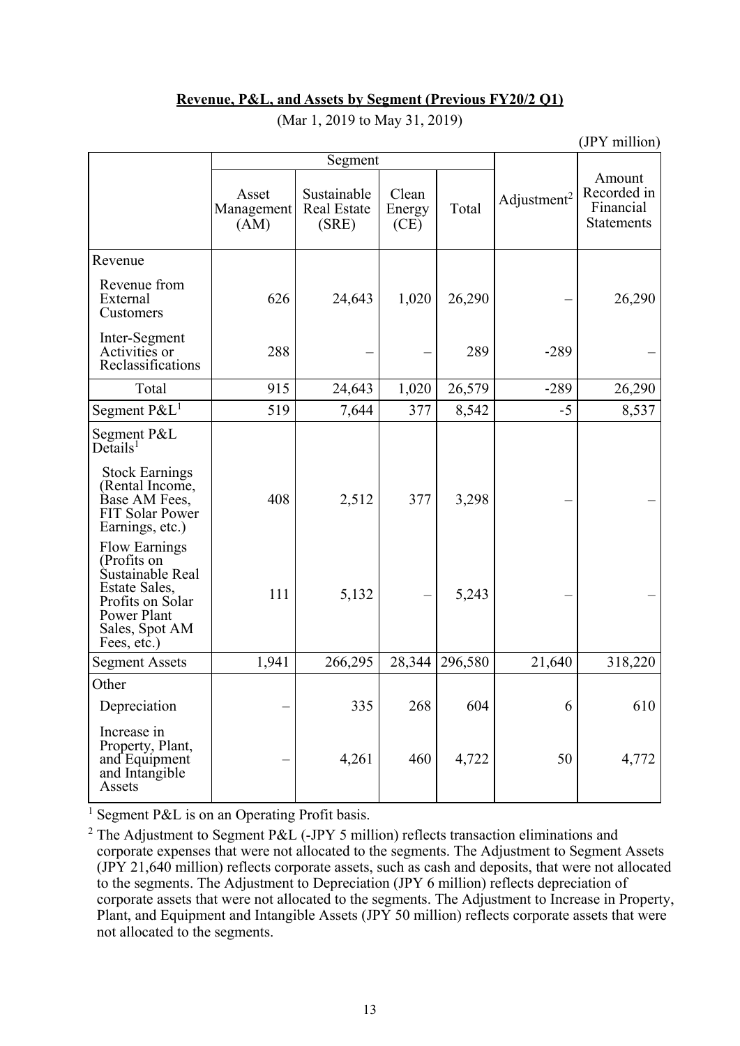**Revenue, P&L, and Assets by Segment (Previous FY20/2 Q1)**

(Mar 1, 2019 to May 31, 2019)

(JPY million)

| | Segment | | | | Adjustment[2] | Amount Recorded in Financial Statements |
|---|---|---|---|---|---|---|
| | Asset Management (AM) | Sustainable Real Estate (SRE) | Clean Energy (CE) | Total | | |
| Revenue | | | | | | |
| Revenue from External Customers | 626 | 24,643 | 1,020 | 26,290 | – | 26,290 |
| Inter-Segment Activities or Reclassifications | 288 | – | – | 289 | -289 | – |
| Total | 915 | 24,643 | 1,020 | 26,579 | -289 | 26,290 |
| Segment P&L[1] | 519 | 7,644 | 377 | 8,542 | -5 | 8,537 |
| Segment P&L Details[1] | | | | | | |
| Stock Earnings (Rental Income, Base AM Fees, FIT Solar Power Earnings, etc.) | 408 | 2,512 | 377 | 3,298 | – | – |
| Flow Earnings (Profits on Sustainable Real Estate Sales, Profits on Solar Power Plant Sales, Spot AM Fees, etc.) | 111 | 5,132 | – | 5,243 | – | – |
| Segment Assets | 1,941 | 266,295 | 28,344 | 296,580 | 21,640 | 318,220 |
| Other | | | | | | |
| Depreciation | – | 335 | 268 | 604 | 6 | 610 |
| Increase in Property, Plant, and Equipment and Intangible Assets | – | 4,261 | 460 | 4,722 | 50 | 4,772 |

[1] Segment P&L is on an Operating Profit basis.

[2] The Adjustment to Segment P&L (-JPY 5 million) reflects transaction eliminations and corporate expenses that were not allocated to the segments. The Adjustment to Segment Assets (JPY 21,640 million) reflects corporate assets, such as cash and deposits, that were not allocated to the segments. The Adjustment to Depreciation (JPY 6 million) reflects depreciation of corporate assets that were not allocated to the segments. The Adjustment to Increase in Property, Plant, and Equipment and Intangible Assets (JPY 50 million) reflects corporate assets that were not allocated to the segments.